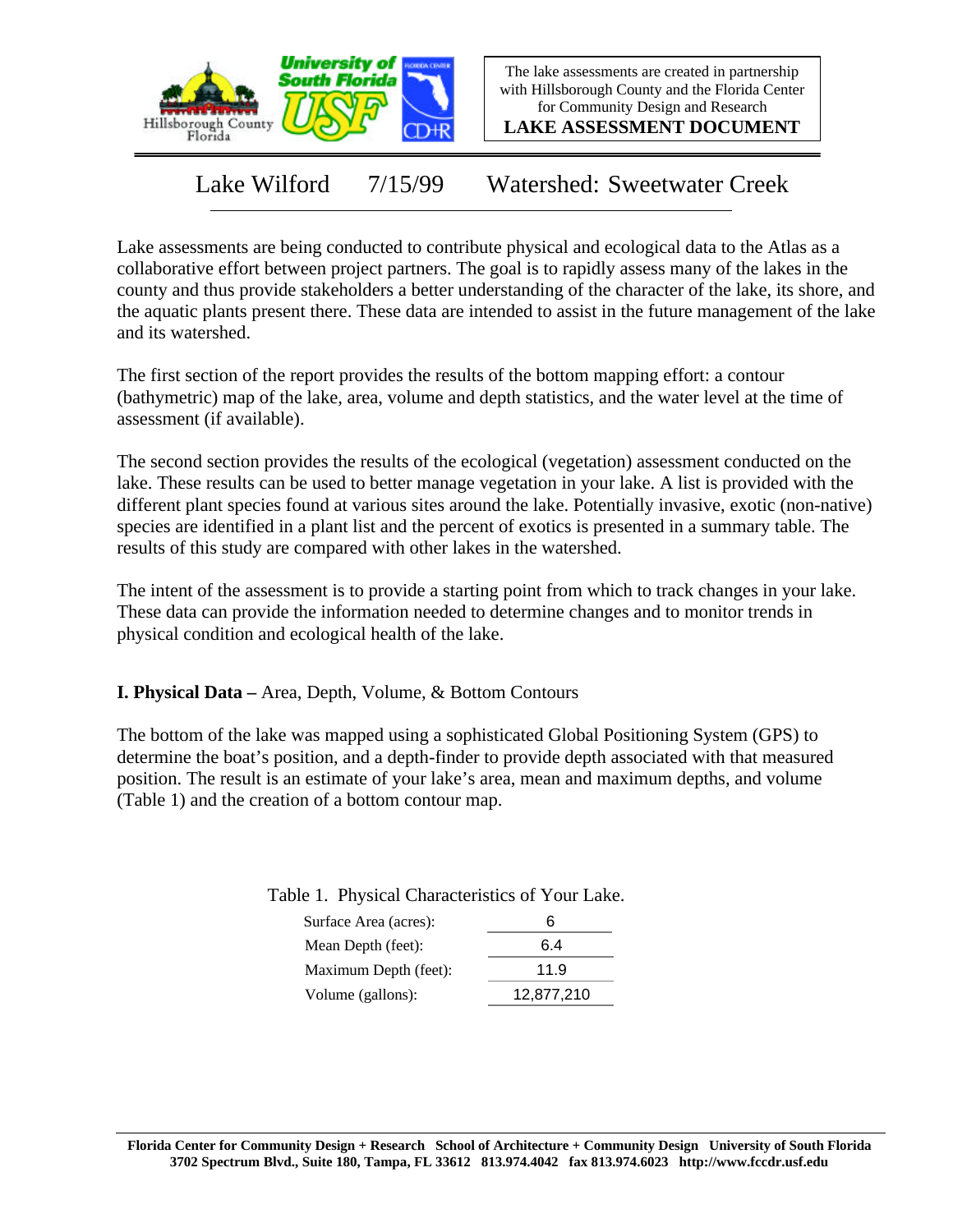The lake assessments are created in partnership with Hillsborough County and the Florida Center for Community Design and Research

**LAKE ASSESSMENT DOCUMENT**

# Lake Wilford 7/15/99 Watershed: Sweetwater Creek

Lake assessments are being conducted to contribute physical and ecological data to the Atlas as a collaborative effort between project partners. The goal is to rapidly assess many of the lakes in the county and thus provide stakeholders a better understanding of the character of the lake, its shore, and the aquatic plants present there. These data are intended to assist in the future management of the lake and its watershed.

The first section of the report provides the results of the bottom mapping effort: a contour (bathymetric) map of the lake, area, volume and depth statistics, and the water level at the time of assessment (if available).

The second section provides the results of the ecological (vegetation) assessment conducted on the lake. These results can be used to better manage vegetation in your lake. A list is provided with the different plant species found at various sites around the lake. Potentially invasive, exotic (non-native) species are identified in a plant list and the percent of exotics is presented in a summary table. The results of this study are compared with other lakes in the watershed.

The intent of the assessment is to provide a starting point from which to track changes in your lake. These data can provide the information needed to determine changes and to monitor trends in physical condition and ecological health of the lake.

## I. Physical Data – Area, Depth, Volume, & Bottom Contours

The bottom of the lake was mapped using a sophisticated Global Positioning System (GPS) to determine the boat's position, and a depth-finder to provide depth associated with that measured position. The result is an estimate of your lake's area, mean and maximum depths, and volume (Table 1) and the creation of a bottom contour map.

Table 1. Physical Characteristics of Your Lake.

| | |
|---|---|
| Surface Area (acres): | 6 |
| Mean Depth (feet): | 6.4 |
| Maximum Depth (feet): | 11.9 |
| Volume (gallons): | 12,877,210 |

**Florida Center for Community Design + Research School of Architecture + Community Design University of South Florida**
**3702 Spectrum Blvd., Suite 180, Tampa, FL 33612 813.974.4042 fax 813.974.6023 http://www.fccdr.usf.edu**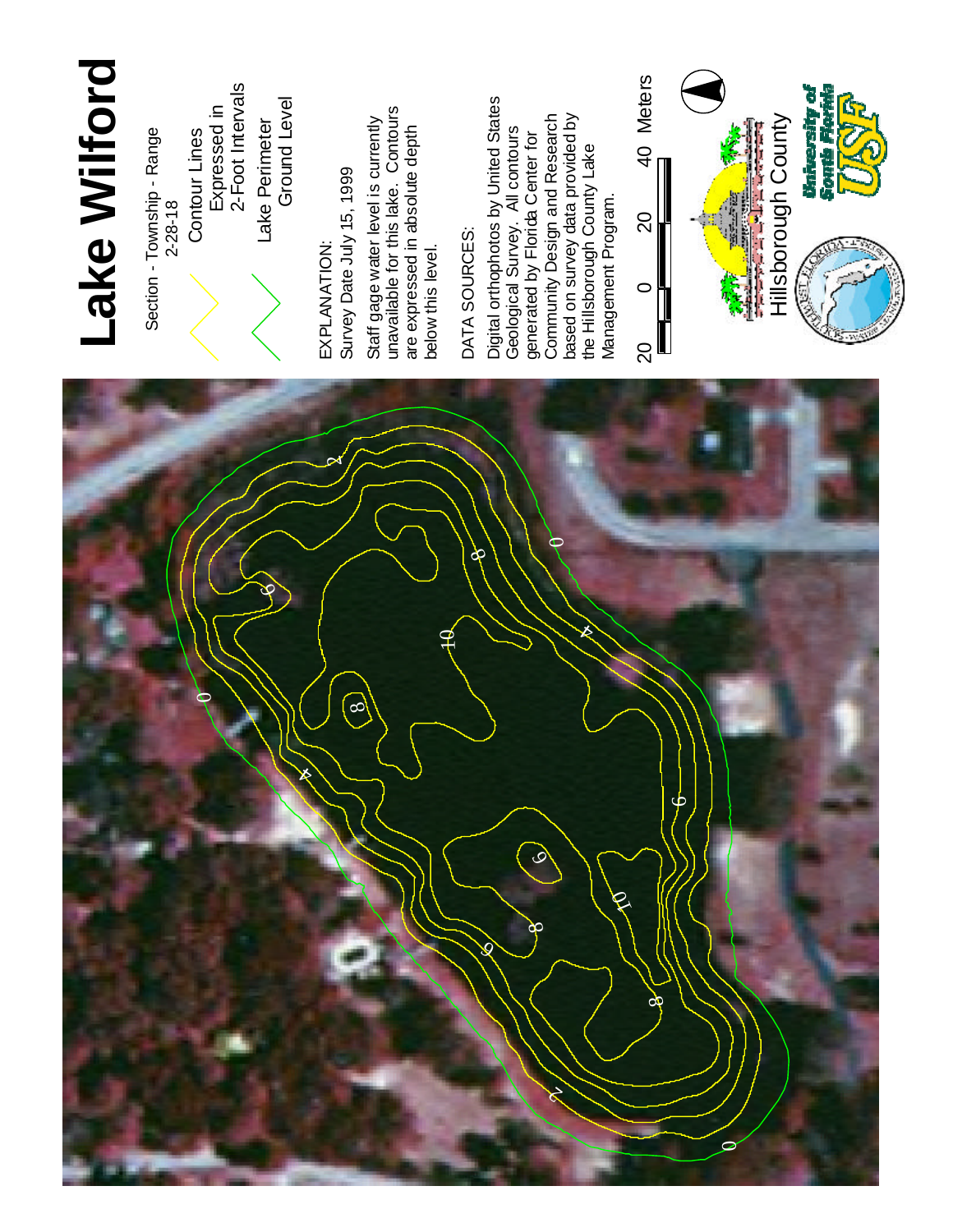# Lake Wilford

Section - Township - Range
2-28-18

Contour Lines
Expressed in
2-Foot Intervals

Lake Perimeter
Ground Level

EXPLANATION:
Survey Date July 15, 1999

Staff gage water level is currently unavailable for this lake. Contours are expressed in absolute depth below this level.

DATA SOURCES:

Digital orthophotos by United States Geological Survey. All contours generated by Florida Center for Community Design and Research based on survey data provided by the Hillsborough County Lake Management Program.

20 0 20 40 Meters

Hillsborough County

University of South Florida USF

0
2
4
6
8
10
0
4
8
6
9
8
10
6
8
2
0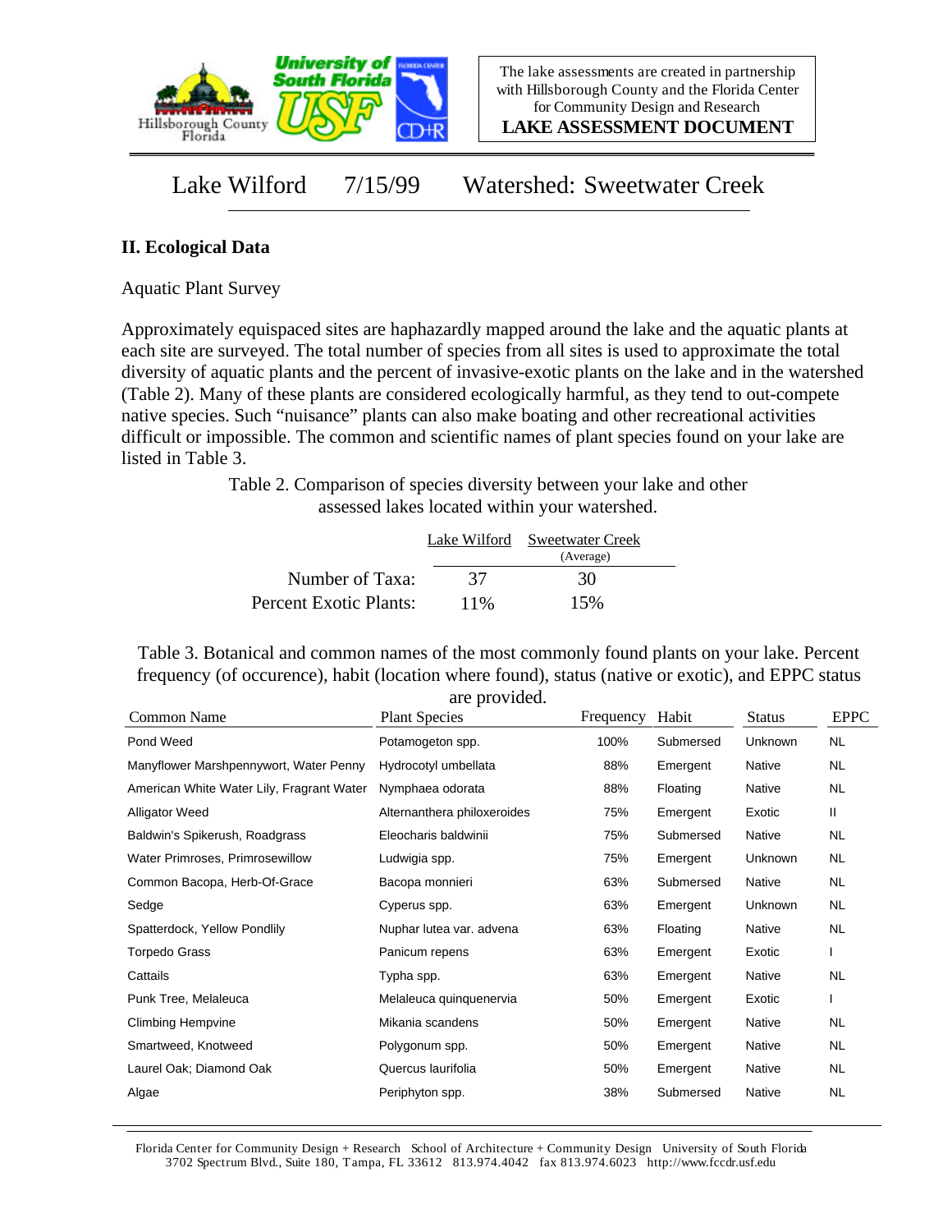The lake assessments are created in partnership with Hillsborough County and the Florida Center for Community Design and Research

**LAKE ASSESSMENT DOCUMENT**

# Lake Wilford 7/15/99 Watershed: Sweetwater Creek

## II. Ecological Data

Aquatic Plant Survey

Approximately equispaced sites are haphazardly mapped around the lake and the aquatic plants at each site are surveyed. The total number of species from all sites is used to approximate the total diversity of aquatic plants and the percent of invasive-exotic plants on the lake and in the watershed (Table 2). Many of these plants are considered ecologically harmful, as they tend to out-compete native species. Such "nuisance" plants can also make boating and other recreational activities difficult or impossible. The common and scientific names of plant species found on your lake are listed in Table 3.

Table 2. Comparison of species diversity between your lake and other assessed lakes located within your watershed.

| | Lake Wilford | Sweetwater Creek (Average) |
|---|---|---|
| Number of Taxa: | 37 | 30 |
| Percent Exotic Plants: | 11% | 15% |

Table 3. Botanical and common names of the most commonly found plants on your lake. Percent frequency (of occurence), habit (location where found), status (native or exotic), and EPPC status are provided.

| Common Name | Plant Species | Frequency | Habit | Status | EPPC |
|---|---|---|---|---|---|
| Pond Weed | Potamogeton spp. | 100% | Submersed | Unknown | NL |
| Manyflower Marshpennywort, Water Penny | Hydrocotyl umbellata | 88% | Emergent | Native | NL |
| American White Water Lily, Fragrant Water | Nymphaea odorata | 88% | Floating | Native | NL |
| Alligator Weed | Alternanthera philoxeroides | 75% | Emergent | Exotic | II |
| Baldwin's Spikerush, Roadgrass | Eleocharis baldwinii | 75% | Submersed | Native | NL |
| Water Primroses, Primrosewillow | Ludwigia spp. | 75% | Emergent | Unknown | NL |
| Common Bacopa, Herb-Of-Grace | Bacopa monnieri | 63% | Submersed | Native | NL |
| Sedge | Cyperus spp. | 63% | Emergent | Unknown | NL |
| Spatterdock, Yellow Pondlily | Nuphar lutea var. advena | 63% | Floating | Native | NL |
| Torpedo Grass | Panicum repens | 63% | Emergent | Exotic | I |
| Cattails | Typha spp. | 63% | Emergent | Native | NL |
| Punk Tree, Melaleuca | Melaleuca quinquenervia | 50% | Emergent | Exotic | I |
| Climbing Hempvine | Mikania scandens | 50% | Emergent | Native | NL |
| Smartweed, Knotweed | Polygonum spp. | 50% | Emergent | Native | NL |
| Laurel Oak; Diamond Oak | Quercus laurifolia | 50% | Emergent | Native | NL |
| Algae | Periphyton spp. | 38% | Submersed | Native | NL |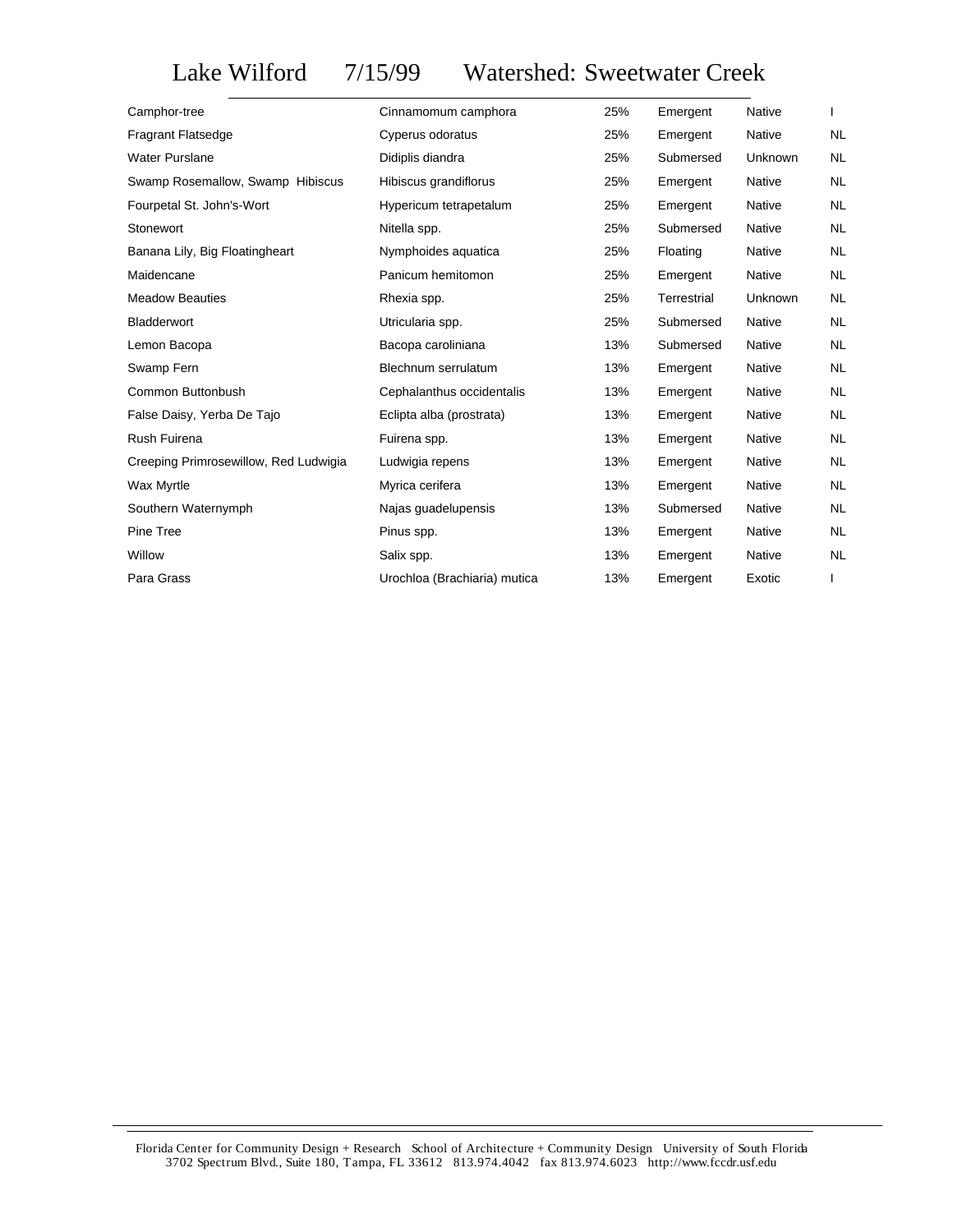# Lake Wilford 7/15/99 Watershed: Sweetwater Creek

| | | | | | |
|---|---|---|---|---|---|
| Camphor-tree | Cinnamomum camphora | 25% | Emergent | Native | I |
| Fragrant Flatsedge | Cyperus odoratus | 25% | Emergent | Native | NL |
| Water Purslane | Didiplis diandra | 25% | Submersed | Unknown | NL |
| Swamp Rosemallow, Swamp Hibiscus | Hibiscus grandiflorus | 25% | Emergent | Native | NL |
| Fourpetal St. John's-Wort | Hypericum tetrapetalum | 25% | Emergent | Native | NL |
| Stonewort | Nitella spp. | 25% | Submersed | Native | NL |
| Banana Lily, Big Floatingheart | Nymphoides aquatica | 25% | Floating | Native | NL |
| Maidencane | Panicum hemitomon | 25% | Emergent | Native | NL |
| Meadow Beauties | Rhexia spp. | 25% | Terrestrial | Unknown | NL |
| Bladderwort | Utricularia spp. | 25% | Submersed | Native | NL |
| Lemon Bacopa | Bacopa caroliniana | 13% | Submersed | Native | NL |
| Swamp Fern | Blechnum serrulatum | 13% | Emergent | Native | NL |
| Common Buttonbush | Cephalanthus occidentalis | 13% | Emergent | Native | NL |
| False Daisy, Yerba De Tajo | Eclipta alba (prostrata) | 13% | Emergent | Native | NL |
| Rush Fuirena | Fuirena spp. | 13% | Emergent | Native | NL |
| Creeping Primrosewillow, Red Ludwigia | Ludwigia repens | 13% | Emergent | Native | NL |
| Wax Myrtle | Myrica cerifera | 13% | Emergent | Native | NL |
| Southern Waternymph | Najas guadelupensis | 13% | Submersed | Native | NL |
| Pine Tree | Pinus spp. | 13% | Emergent | Native | NL |
| Willow | Salix spp. | 13% | Emergent | Native | NL |
| Para Grass | Urochloa (Brachiaria) mutica | 13% | Emergent | Exotic | I |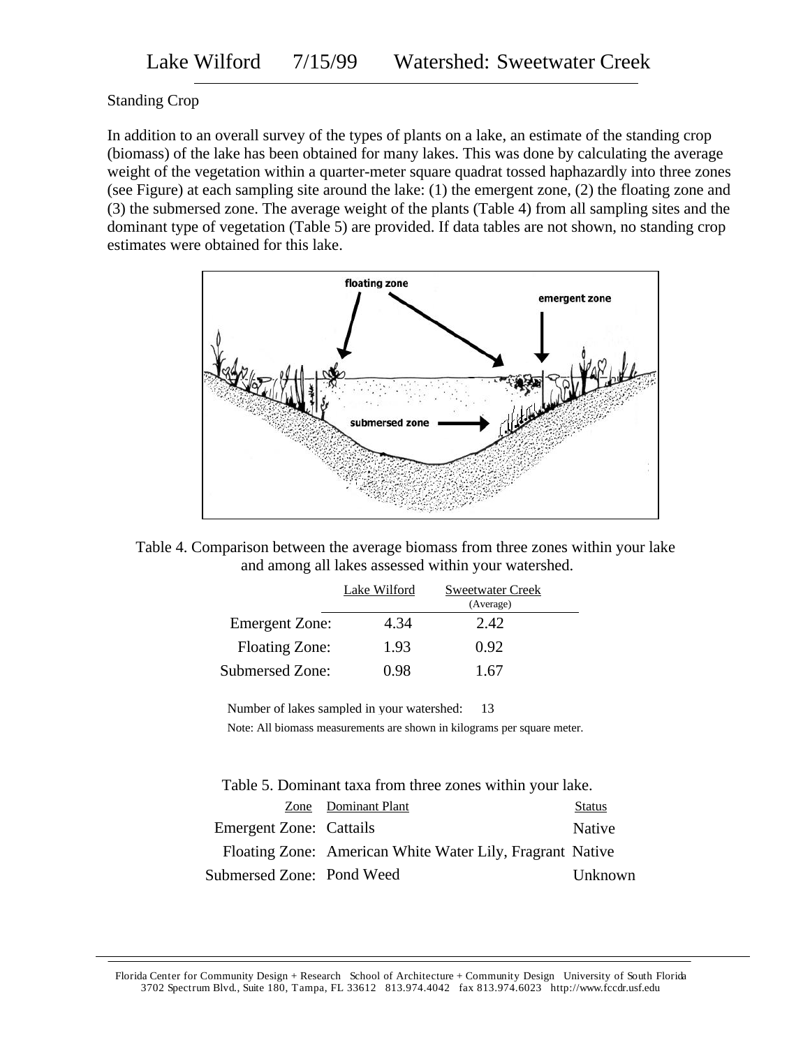Lake Wilford 7/15/99 Watershed: Sweetwater Creek

Standing Crop

In addition to an overall survey of the types of plants on a lake, an estimate of the standing crop (biomass) of the lake has been obtained for many lakes. This was done by calculating the average weight of the vegetation within a quarter-meter square quadrat tossed haphazardly into three zones (see Figure) at each sampling site around the lake: (1) the emergent zone, (2) the floating zone and (3) the submersed zone. The average weight of the plants (Table 4) from all sampling sites and the dominant type of vegetation (Table 5) are provided. If data tables are not shown, no standing crop estimates were obtained for this lake.

floating zone
emergent zone
submersed zone

Table 4. Comparison between the average biomass from three zones within your lake and among all lakes assessed within your watershed.

| | Lake Wilford | Sweetwater Creek (Average) |
|---|---|---|
| Emergent Zone: | 4.34 | 2.42 |
| Floating Zone: | 1.93 | 0.92 |
| Submersed Zone: | 0.98 | 1.67 |

Number of lakes sampled in your watershed: 13

Note: All biomass measurements are shown in kilograms per square meter.

Table 5. Dominant taxa from three zones within your lake.

| Zone | Dominant Plant | Status |
|---|---|---|
| Emergent Zone: | Cattails | Native |
| Floating Zone: | American White Water Lily, Fragrant | Native |
| Submersed Zone: | Pond Weed | Unknown |